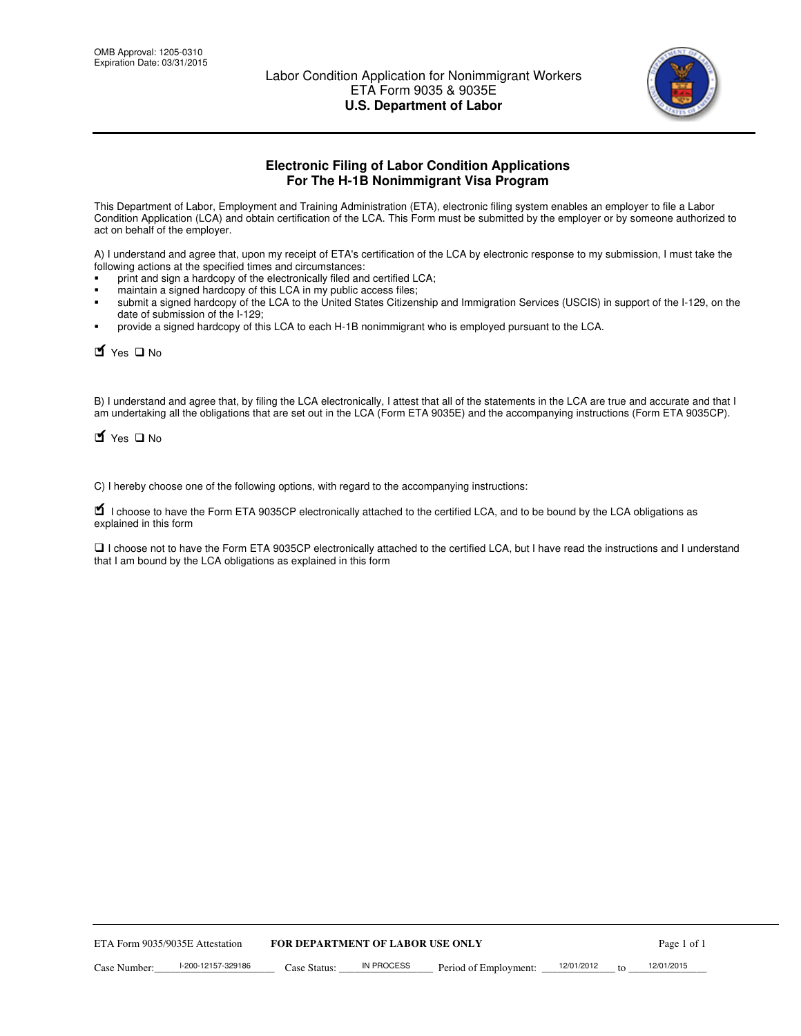OMB Approval: 1205-0310
Expiration Date: 03/31/2015

Labor Condition Application for Nonimmigrant Workers
ETA Form 9035 & 9035E
**U.S. Department of Labor**

## Electronic Filing of Labor Condition Applications For The H-1B Nonimmigrant Visa Program

This Department of Labor, Employment and Training Administration (ETA), electronic filing system enables an employer to file a Labor Condition Application (LCA) and obtain certification of the LCA. This Form must be submitted by the employer or by someone authorized to act on behalf of the employer.

A) I understand and agree that, upon my receipt of ETA's certification of the LCA by electronic response to my submission, I must take the following actions at the specified times and circumstances:

- print and sign a hardcopy of the electronically filed and certified LCA;
- maintain a signed hardcopy of this LCA in my public access files;
- submit a signed hardcopy of the LCA to the United States Citizenship and Immigration Services (USCIS) in support of the I-129, on the date of submission of the I-129;
- provide a signed hardcopy of this LCA to each H-1B nonimmigrant who is employed pursuant to the LCA.

☑ Yes ☐ No

B) I understand and agree that, by filing the LCA electronically, I attest that all of the statements in the LCA are true and accurate and that I am undertaking all the obligations that are set out in the LCA (Form ETA 9035E) and the accompanying instructions (Form ETA 9035CP).

☑ Yes ☐ No

C) I hereby choose one of the following options, with regard to the accompanying instructions:

☑ I choose to have the Form ETA 9035CP electronically attached to the certified LCA, and to be bound by the LCA obligations as explained in this form

☐ I choose not to have the Form ETA 9035CP electronically attached to the certified LCA, but I have read the instructions and I understand that I am bound by the LCA obligations as explained in this form

ETA Form 9035/9035E Attestation **FOR DEPARTMENT OF LABOR USE ONLY**

Case Number: I-200-12157-329186 Case Status: IN PROCESS Period of Employment: 12/01/2012 to 12/01/2015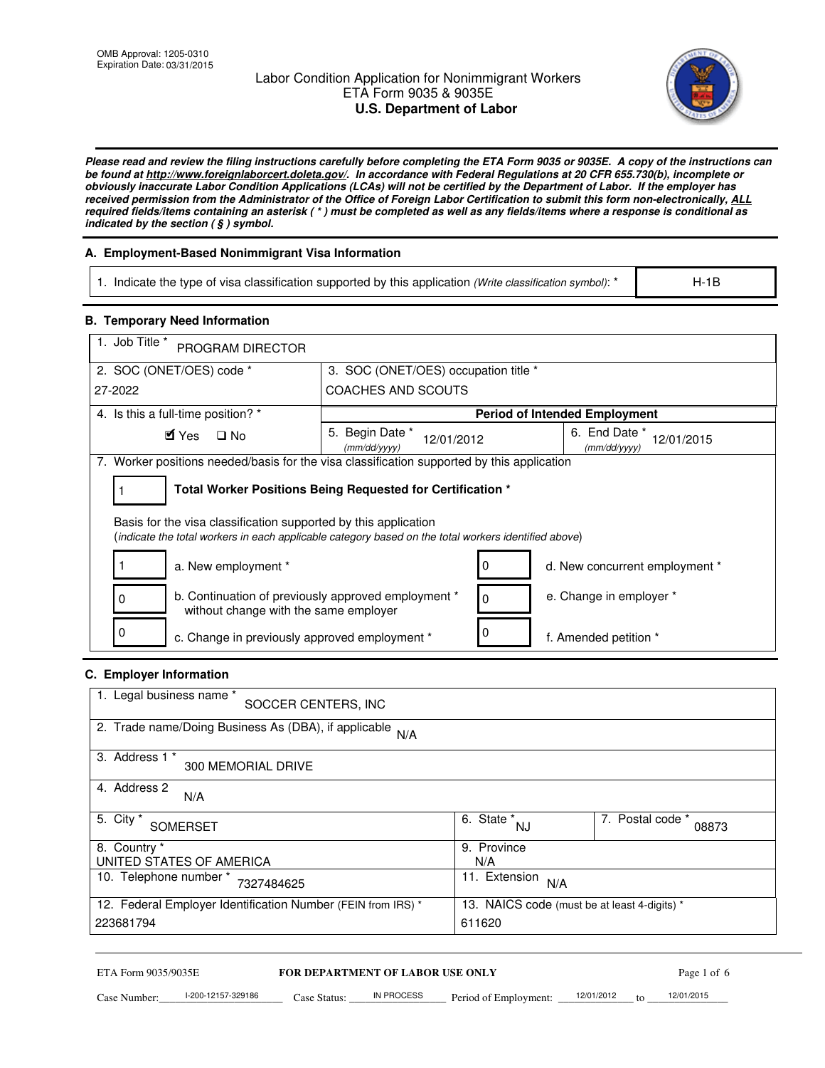OMB Approval: 1205-0310
Expiration Date: 03/31/2015

# Labor Condition Application for Nonimmigrant Workers
## ETA Form 9035 & 9035E
## U.S. Department of Labor

***Please read and review the filing instructions carefully before completing the ETA Form 9035 or 9035E. A copy of the instructions can be found at http://www.foreignlaborcert.doleta.gov/. In accordance with Federal Regulations at 20 CFR 655.730(b), incomplete or obviously inaccurate Labor Condition Applications (LCAs) will not be certified by the Department of Labor. If the employer has received permission from the Administrator of the Office of Foreign Labor Certification to submit this form non-electronically, ALL required fields/items containing an asterisk ( * ) must be completed as well as any fields/items where a response is conditional as indicated by the section ( § ) symbol.***

### A. Employment-Based Nonimmigrant Visa Information

| 1. Indicate the type of visa classification supported by this application *(Write classification symbol)*: * | H-1B |
|---|---|

### B. Temporary Need Information

| 1. Job Title * PROGRAM DIRECTOR | | |
|---|---|---|
| 2. SOC (ONET/OES) code * 27-2022 | 3. SOC (ONET/OES) occupation title * COACHES AND SCOUTS | |
| 4. Is this a full-time position? * ☑ Yes ☐ No | **Period of Intended Employment** | |
| | 5. Begin Date * *(mm/dd/yyyy)* 12/01/2012 | 6. End Date * *(mm/dd/yyyy)* 12/01/2015 |

7. Worker positions needed/basis for the visa classification supported by this application

| 1 | **Total Worker Positions Being Requested for Certification *** |
|---|---|

Basis for the visa classification supported by this application
(*indicate the total workers in each applicable category based on the total workers identified above*)

| Count | Category | Count | Category |
|---|---|---|---|
| 1 | a. New employment * | 0 | d. New concurrent employment * |
| 0 | b. Continuation of previously approved employment * without change with the same employer | 0 | e. Change in employer * |
| 0 | c. Change in previously approved employment * | 0 | f. Amended petition * |

### C. Employer Information

| 1. Legal business name * SOCCER CENTERS, INC | | |
|---|---|---|
| 2. Trade name/Doing Business As (DBA), if applicable N/A | | |
| 3. Address 1 * 300 MEMORIAL DRIVE | | |
| 4. Address 2 N/A | | |
| 5. City * SOMERSET | 6. State * NJ | 7. Postal code * 08873 |
| 8. Country * UNITED STATES OF AMERICA | 9. Province N/A | |
| 10. Telephone number * 7327484625 | 11. Extension N/A | |
| 12. Federal Employer Identification Number (FEIN from IRS) * 223681794 | 13. NAICS code (must be at least 4-digits) * 611620 | |

ETA Form 9035/9035E — **FOR DEPARTMENT OF LABOR USE ONLY**

Case Number: I-200-12157-329186 Case Status: IN PROCESS Period of Employment: 12/01/2012 to 12/01/2015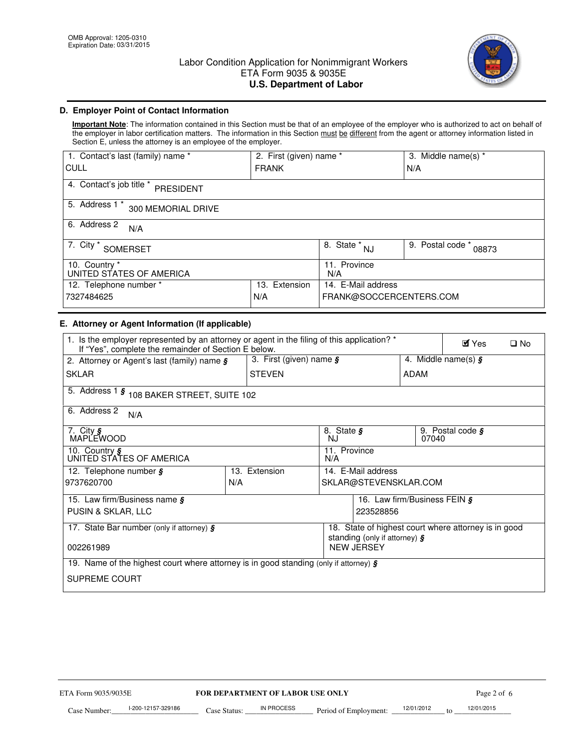OMB Approval: 1205-0310
Expiration Date: 03/31/2015

# Labor Condition Application for Nonimmigrant Workers
## ETA Form 9035 & 9035E
## U.S. Department of Labor

### D. Employer Point of Contact Information

**Important Note**: The information contained in this Section must be that of an employee of the employer who is authorized to act on behalf of the employer in labor certification matters. The information in this Section must be different from the agent or attorney information listed in Section E, unless the attorney is an employee of the employer.

| 1. Contact's last (family) name * | 2. First (given) name * | 3. Middle name(s) * |
|---|---|---|
| CULL | FRANK | N/A |

4. Contact's job title * PRESIDENT

5. Address 1 * 300 MEMORIAL DRIVE

6. Address 2 N/A

| 7. City * | 8. State * | 9. Postal code * |
|---|---|---|
| SOMERSET | NJ | 08873 |

| 10. Country * | 11. Province |
|---|---|
| UNITED STATES OF AMERICA | N/A |

| 12. Telephone number * | 13. Extension | 14. E-Mail address |
|---|---|---|
| 7327484625 | N/A | FRANK@SOCCERCENTERS.COM |

### E. Attorney or Agent Information (If applicable)

1. Is the employer represented by an attorney or agent in the filing of this application? * If "Yes", complete the remainder of Section E below. ☑ Yes ☐ No

| 2. Attorney or Agent's last (family) name § | 3. First (given) name § | 4. Middle name(s) § |
|---|---|---|
| SKLAR | STEVEN | ADAM |

5. Address 1 § 108 BAKER STREET, SUITE 102

6. Address 2 N/A

| 7. City § | 8. State § | 9. Postal code § |
|---|---|---|
| MAPLEWOOD | NJ | 07040 |

| 10. Country § | 11. Province |
|---|---|
| UNITED STATES OF AMERICA | N/A |

| 12. Telephone number § | 13. Extension | 14. E-Mail address |
|---|---|---|
| 9737620700 | N/A | SKLAR@STEVENSKLAR.COM |

| 15. Law firm/Business name § | 16. Law firm/Business FEIN § |
|---|---|
| PUSIN & SKLAR, LLC | 223528856 |

| 17. State Bar number (only if attorney) § | 18. State of highest court where attorney is in good standing (only if attorney) § |
|---|---|
| 002261989 | NEW JERSEY |

19. Name of the highest court where attorney is in good standing (only if attorney) §

SUPREME COURT

ETA Form 9035/9035E — FOR DEPARTMENT OF LABOR USE ONLY

Case Number: I-200-12157-329186 Case Status: IN PROCESS Period of Employment: 12/01/2012 to 12/01/2015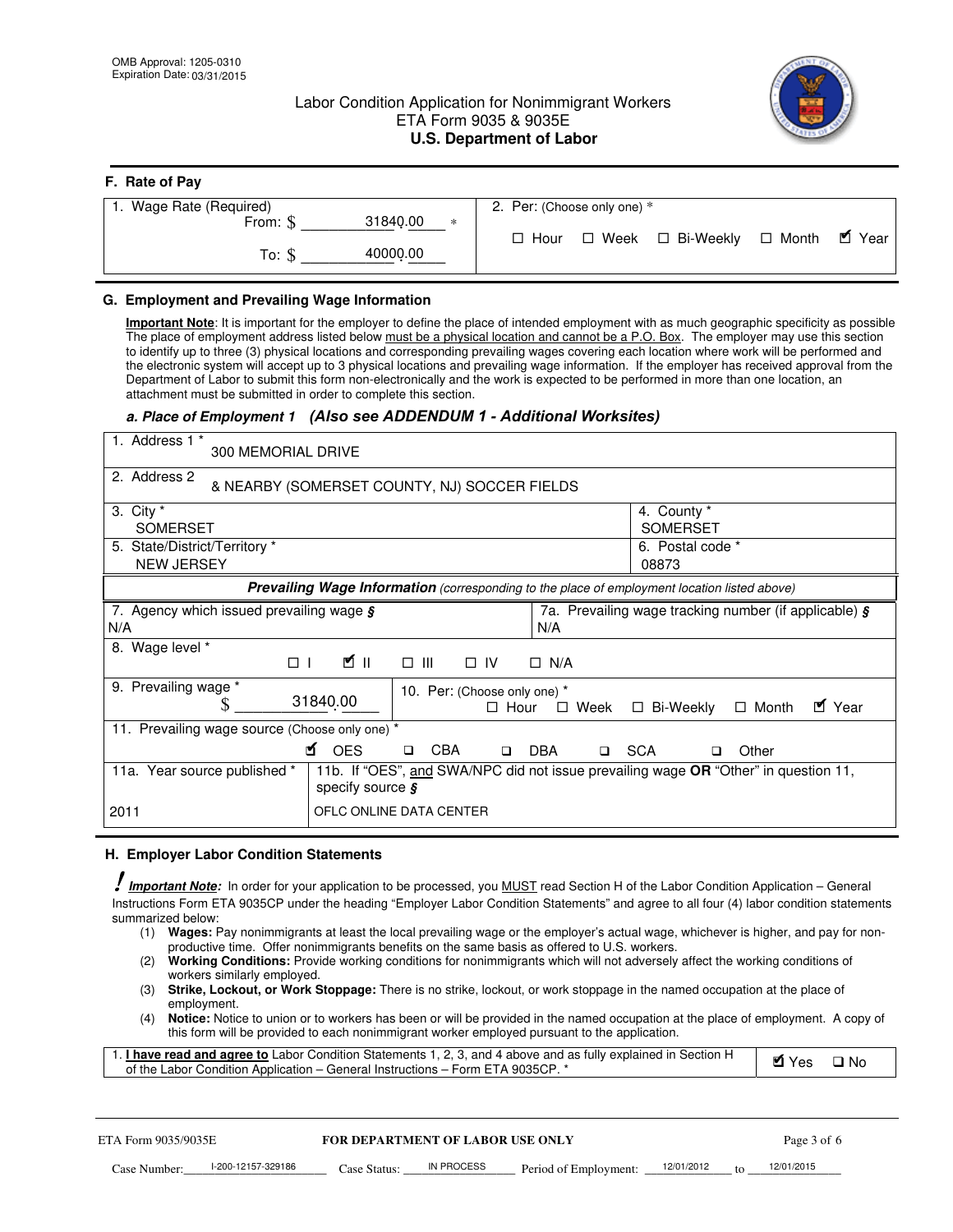OMB Approval: 1205-0310
Expiration Date: 03/31/2015

Labor Condition Application for Nonimmigrant Workers
ETA Form 9035 & 9035E
**U.S. Department of Labor**

## F. Rate of Pay

| 1. Wage Rate (Required) | 2. Per: (Choose only one) * |
|---|---|
| From: $ 31840.00 * | ☐ Hour ☐ Week ☐ Bi-Weekly ☐ Month ☑ Year |
| To: $ 40000.00 | |

## G. Employment and Prevailing Wage Information

**Important Note**: It is important for the employer to define the place of intended employment with as much geographic specificity as possible The place of employment address listed below must be a physical location and cannot be a P.O. Box. The employer may use this section to identify up to three (3) physical locations and corresponding prevailing wages covering each location where work will be performed and the electronic system will accept up to 3 physical locations and prevailing wage information. If the employer has received approval from the Department of Labor to submit this form non-electronically and the work is expected to be performed in more than one location, an attachment must be submitted in order to complete this section.

### *a. Place of Employment 1 (Also see ADDENDUM 1 - Additional Worksites)*

| | |
|---|---|
| 1. Address 1 * 300 MEMORIAL DRIVE | |
| 2. Address 2 & NEARBY (SOMERSET COUNTY, NJ) SOCCER FIELDS | |
| 3. City * SOMERSET | 4. County * SOMERSET |
| 5. State/District/Territory * NEW JERSEY | 6. Postal code * 08873 |

***Prevailing Wage Information*** *(corresponding to the place of employment location listed above)*

| | |
|---|---|
| 7. Agency which issued prevailing wage § N/A | 7a. Prevailing wage tracking number (if applicable) § N/A |
| 8. Wage level * ☐ I ☑ II ☐ III ☐ IV ☐ N/A | |
| 9. Prevailing wage * $ 31840.00 | 10. Per: (Choose only one) * ☐ Hour ☐ Week ☐ Bi-Weekly ☐ Month ☑ Year |
| 11. Prevailing wage source (Choose only one) * ☑ OES ☐ CBA ☐ DBA ☐ SCA ☐ Other | |
| 11a. Year source published * 2011 | 11b. If "OES", and SWA/NPC did not issue prevailing wage **OR** "Other" in question 11, specify source § OFLC ONLINE DATA CENTER |

## H. Employer Labor Condition Statements

! ***Important Note:*** In order for your application to be processed, you MUST read Section H of the Labor Condition Application – General Instructions Form ETA 9035CP under the heading "Employer Labor Condition Statements" and agree to all four (4) labor condition statements summarized below:

(1) **Wages:** Pay nonimmigrants at least the local prevailing wage or the employer's actual wage, whichever is higher, and pay for non-productive time. Offer nonimmigrants benefits on the same basis as offered to U.S. workers.
(2) **Working Conditions:** Provide working conditions for nonimmigrants which will not adversely affect the working conditions of workers similarly employed.
(3) **Strike, Lockout, or Work Stoppage:** There is no strike, lockout, or work stoppage in the named occupation at the place of employment.
(4) **Notice:** Notice to union or to workers has been or will be provided in the named occupation at the place of employment. A copy of this form will be provided to each nonimmigrant worker employed pursuant to the application.

| | |
|---|---|
| 1. **I have read and agree to** Labor Condition Statements 1, 2, 3, and 4 above and as fully explained in Section H of the Labor Condition Application – General Instructions – Form ETA 9035CP. * | ☑ Yes ☐ No |

ETA Form 9035/9035E **FOR DEPARTMENT OF LABOR USE ONLY**

Case Number: I-200-12157-329186 Case Status: IN PROCESS Period of Employment: 12/01/2012 to 12/01/2015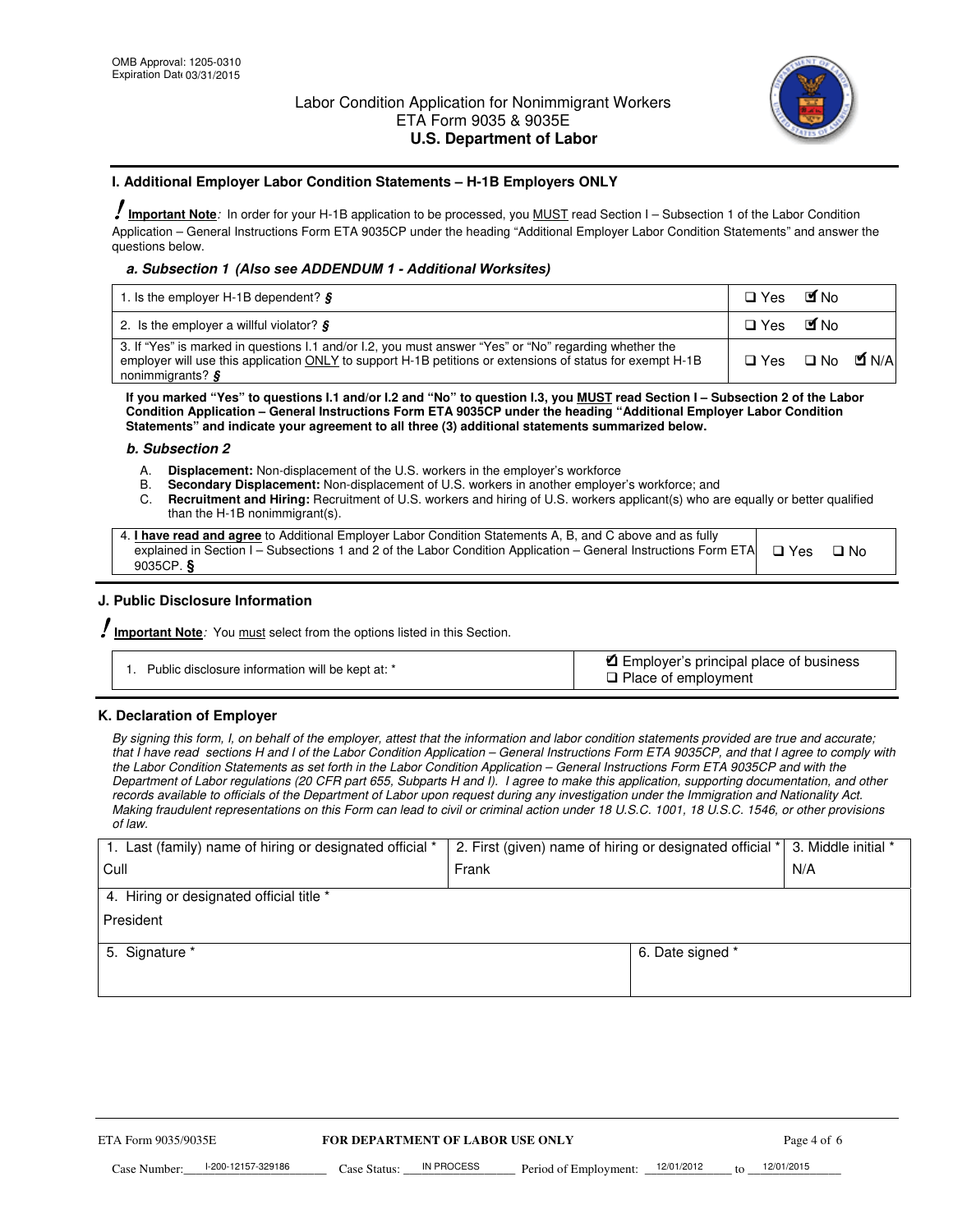OMB Approval: 1205-0310
Expiration Date 03/31/2015

# Labor Condition Application for Nonimmigrant Workers
ETA Form 9035 & 9035E
**U.S. Department of Labor**

## I. Additional Employer Labor Condition Statements – H-1B Employers ONLY

**! Important Note**: In order for your H-1B application to be processed, you MUST read Section I – Subsection 1 of the Labor Condition Application – General Instructions Form ETA 9035CP under the heading "Additional Employer Labor Condition Statements" and answer the questions below.

### *a. Subsection 1 (Also see ADDENDUM 1 - Additional Worksites)*

| | |
|---|---|
| 1. Is the employer H-1B dependent? § | ❑ Yes ☑ No |
| 2. Is the employer a willful violator? § | ❑ Yes ☑ No |
| 3. If "Yes" is marked in questions I.1 and/or I.2, you must answer "Yes" or "No" regarding whether the employer will use this application ONLY to support H-1B petitions or extensions of status for exempt H-1B nonimmigrants? § | ❑ Yes ❑ No ☑ N/A |

**If you marked "Yes" to questions I.1 and/or I.2 and "No" to question I.3, you MUST read Section I – Subsection 2 of the Labor Condition Application – General Instructions Form ETA 9035CP under the heading "Additional Employer Labor Condition Statements" and indicate your agreement to all three (3) additional statements summarized below.**

### *b. Subsection 2*

A. **Displacement:** Non-displacement of the U.S. workers in the employer's workforce
B. **Secondary Displacement:** Non-displacement of U.S. workers in another employer's workforce; and
C. **Recruitment and Hiring:** Recruitment of U.S. workers and hiring of U.S. workers applicant(s) who are equally or better qualified than the H-1B nonimmigrant(s).

| | |
|---|---|
| 4. **I have read and agree** to Additional Employer Labor Condition Statements A, B, and C above and as fully explained in Section I – Subsections 1 and 2 of the Labor Condition Application – General Instructions Form ETA 9035CP. § | ❑ Yes ❑ No |

## J. Public Disclosure Information

**! Important Note**: You must select from the options listed in this Section.

| | |
|---|---|
| 1. Public disclosure information will be kept at: * | ☑ Employer's principal place of business<br>❑ Place of employment |

## K. Declaration of Employer

*By signing this form, I, on behalf of the employer, attest that the information and labor condition statements provided are true and accurate; that I have read sections H and I of the Labor Condition Application – General Instructions Form ETA 9035CP, and that I agree to comply with the Labor Condition Statements as set forth in the Labor Condition Application – General Instructions Form ETA 9035CP and with the Department of Labor regulations (20 CFR part 655, Subparts H and I). I agree to make this application, supporting documentation, and other records available to officials of the Department of Labor upon request during any investigation under the Immigration and Nationality Act. Making fraudulent representations on this Form can lead to civil or criminal action under 18 U.S.C. 1001, 18 U.S.C. 1546, or other provisions of law.*

| 1. Last (family) name of hiring or designated official * | 2. First (given) name of hiring or designated official * | 3. Middle initial * |
|---|---|---|
| Cull | Frank | N/A |
| 4. Hiring or designated official title * | | |
| President | | |
| 5. Signature * | 6. Date signed * | |
| | | |

ETA Form 9035/9035E **FOR DEPARTMENT OF LABOR USE ONLY**

Case Number: I-200-12157-329186 Case Status: IN PROCESS Period of Employment: 12/01/2012 to 12/01/2015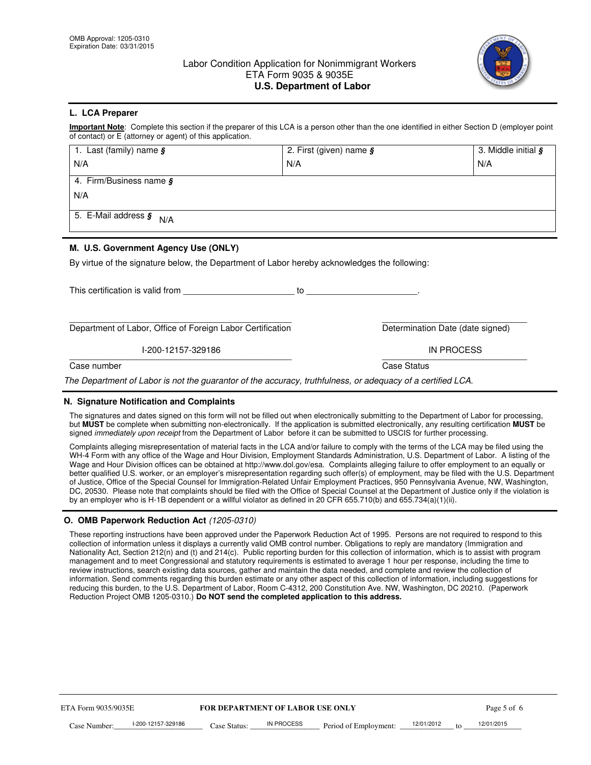OMB Approval: 1205-0310
Expiration Date: 03/31/2015

# Labor Condition Application for Nonimmigrant Workers
## ETA Form 9035 & 9035E
## U.S. Department of Labor

### L. LCA Preparer

**Important Note**: Complete this section if the preparer of this LCA is a person other than the one identified in either Section D (employer point of contact) or E (attorney or agent) of this application.

| 1. Last (family) name § | 2. First (given) name § | 3. Middle initial § |
|---|---|---|
| N/A | N/A | N/A |

| 4. Firm/Business name § |
|---|
| N/A |

| 5. E-Mail address § N/A |
|---|

### M. U.S. Government Agency Use (ONLY)

By virtue of the signature below, the Department of Labor hereby acknowledges the following:

This certification is valid from ______________________ to ______________________.

| ______________________ | ______________________ |
|---|---|
| Department of Labor, Office of Foreign Labor Certification | Determination Date (date signed) |
| I-200-12157-329186 | IN PROCESS |
| Case number | Case Status |

*The Department of Labor is not the guarantor of the accuracy, truthfulness, or adequacy of a certified LCA.*

### N. Signature Notification and Complaints

The signatures and dates signed on this form will not be filled out when electronically submitting to the Department of Labor for processing, but **MUST** be complete when submitting non-electronically. If the application is submitted electronically, any resulting certification **MUST** be signed *immediately upon receipt* from the Department of Labor before it can be submitted to USCIS for further processing.

Complaints alleging misrepresentation of material facts in the LCA and/or failure to comply with the terms of the LCA may be filed using the WH-4 Form with any office of the Wage and Hour Division, Employment Standards Administration, U.S. Department of Labor. A listing of the Wage and Hour Division offices can be obtained at http://www.dol.gov/esa. Complaints alleging failure to offer employment to an equally or better qualified U.S. worker, or an employer's misrepresentation regarding such offer(s) of employment, may be filed with the U.S. Department of Justice, Office of the Special Counsel for Immigration-Related Unfair Employment Practices, 950 Pennsylvania Avenue, NW, Washington, DC, 20530. Please note that complaints should be filed with the Office of Special Counsel at the Department of Justice only if the violation is by an employer who is H-1B dependent or a willful violator as defined in 20 CFR 655.710(b) and 655.734(a)(1)(ii).

### O. OMB Paperwork Reduction Act *(1205-0310)*

These reporting instructions have been approved under the Paperwork Reduction Act of 1995. Persons are not required to respond to this collection of information unless it displays a currently valid OMB control number. Obligations to reply are mandatory (Immigration and Nationality Act, Section 212(n) and (t) and 214(c). Public reporting burden for this collection of information, which is to assist with program management and to meet Congressional and statutory requirements is estimated to average 1 hour per response, including the time to review instructions, search existing data sources, gather and maintain the data needed, and complete and review the collection of information. Send comments regarding this burden estimate or any other aspect of this collection of information, including suggestions for reducing this burden, to the U.S. Department of Labor, Room C-4312, 200 Constitution Ave. NW, Washington, DC 20210. (Paperwork Reduction Project OMB 1205-0310.) **Do NOT send the completed application to this address.**

ETA Form 9035/9035E — **FOR DEPARTMENT OF LABOR USE ONLY**

Case Number: I-200-12157-329186 Case Status: IN PROCESS Period of Employment: 12/01/2012 to 12/01/2015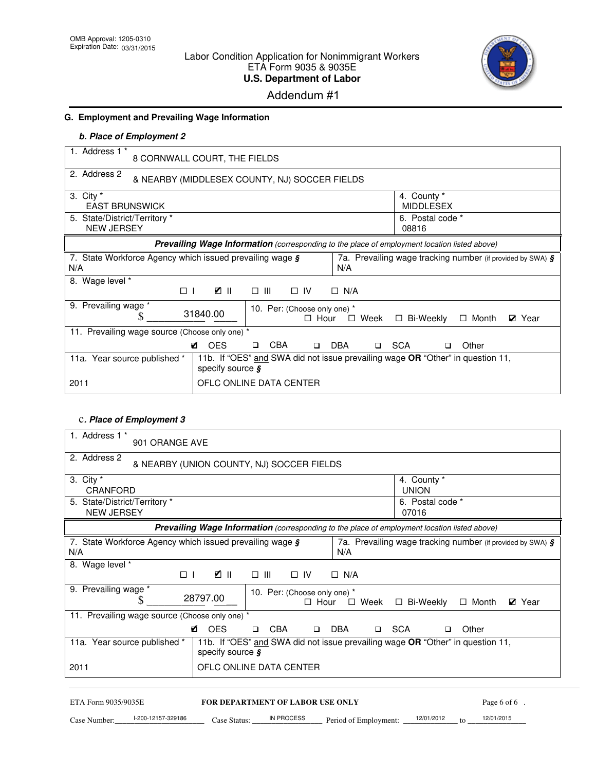OMB Approval: 1205-0310
Expiration Date: 03/31/2015

# Labor Condition Application for Nonimmigrant Workers
ETA Form 9035 & 9035E
**U.S. Department of Labor**

## Addendum #1

### G. Employment and Prevailing Wage Information

#### *b. Place of Employment 2*

| | |
|---|---|
| 1. Address 1 * 8 CORNWALL COURT, THE FIELDS | |
| 2. Address 2 & NEARBY (MIDDLESEX COUNTY, NJ) SOCCER FIELDS | |
| 3. City * EAST BRUNSWICK | 4. County * MIDDLESEX |
| 5. State/District/Territory * NEW JERSEY | 6. Postal code * 08816 |

***Prevailing Wage Information*** (corresponding to the place of employment listed above)

| | |
|---|---|
| 7. State Workforce Agency which issued prevailing wage § N/A | 7a. Prevailing wage tracking number (if provided by SWA) § N/A |
| 8. Wage level * ☐ I ☑ II ☐ III ☐ IV ☐ N/A | |
| 9. Prevailing wage * $ 31840.00 | 10. Per: (Choose only one) * ☐ Hour ☐ Week ☐ Bi-Weekly ☐ Month ☑ Year |
| 11. Prevailing wage source (Choose only one) * ☑ OES ☐ CBA ☐ DBA ☐ SCA ☐ Other | |
| 11a. Year source published * 2011 | 11b. If "OES" and SWA did not issue prevailing wage **OR** "Other" in question 11, specify source § OFLC ONLINE DATA CENTER |

#### *c. Place of Employment 3*

| | |
|---|---|
| 1. Address 1 * 901 ORANGE AVE | |
| 2. Address 2 & NEARBY (UNION COUNTY, NJ) SOCCER FIELDS | |
| 3. City * CRANFORD | 4. County * UNION |
| 5. State/District/Territory * NEW JERSEY | 6. Postal code * 07016 |

***Prevailing Wage Information*** (corresponding to the place of employment listed above)

| | |
|---|---|
| 7. State Workforce Agency which issued prevailing wage § N/A | 7a. Prevailing wage tracking number (if provided by SWA) § N/A |
| 8. Wage level * ☐ I ☑ II ☐ III ☐ IV ☐ N/A | |
| 9. Prevailing wage * $ 28797.00 | 10. Per: (Choose only one) * ☐ Hour ☐ Week ☐ Bi-Weekly ☐ Month ☑ Year |
| 11. Prevailing wage source (Choose only one) * ☑ OES ☐ CBA ☐ DBA ☐ SCA ☐ Other | |
| 11a. Year source published * 2011 | 11b. If "OES" and SWA did not issue prevailing wage **OR** "Other" in question 11, specify source § OFLC ONLINE DATA CENTER |

ETA Form 9035/9035E **FOR DEPARTMENT OF LABOR USE ONLY**

Case Number: I-200-12157-329186 Case Status: IN PROCESS Period of Employment: 12/01/2012 to 12/01/2015